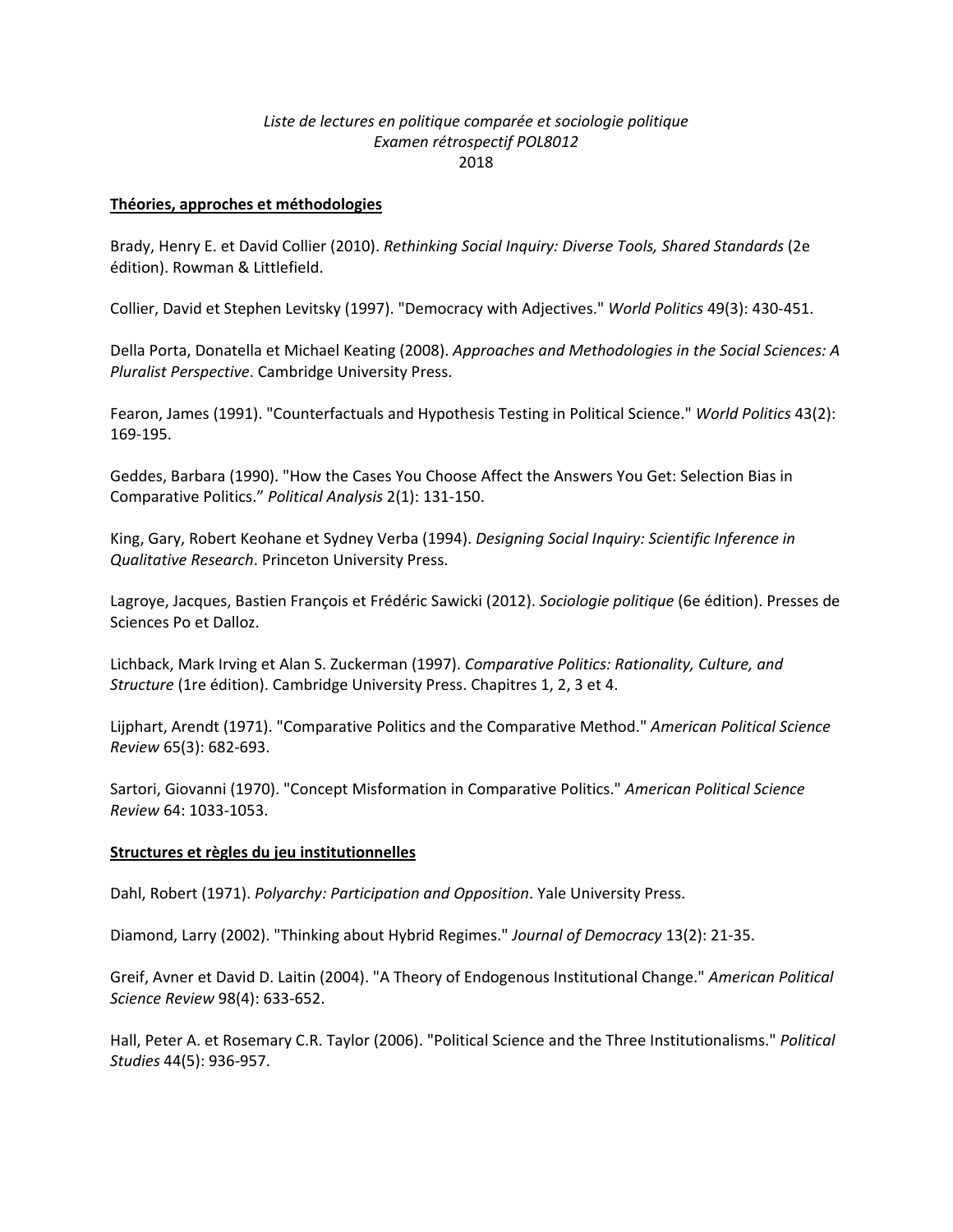*Liste de lectures en politique comparée et sociologie politique*
*Examen rétrospectif POL8012*
2018

**Théories, approches et méthodologies**

Brady, Henry E. et David Collier (2010). *Rethinking Social Inquiry: Diverse Tools, Shared Standards* (2e édition). Rowman & Littlefield.

Collier, David et Stephen Levitsky (1997). "Democracy with Adjectives." *World Politics* 49(3): 430-451.

Della Porta, Donatella et Michael Keating (2008). *Approaches and Methodologies in the Social Sciences: A Pluralist Perspective*. Cambridge University Press.

Fearon, James (1991). "Counterfactuals and Hypothesis Testing in Political Science." *World Politics* 43(2): 169-195.

Geddes, Barbara (1990). "How the Cases You Choose Affect the Answers You Get: Selection Bias in Comparative Politics." *Political Analysis* 2(1): 131-150.

King, Gary, Robert Keohane et Sydney Verba (1994). *Designing Social Inquiry: Scientific Inference in Qualitative Research*. Princeton University Press.

Lagroye, Jacques, Bastien François et Frédéric Sawicki (2012). *Sociologie politique* (6e édition). Presses de Sciences Po et Dalloz.

Lichback, Mark Irving et Alan S. Zuckerman (1997). *Comparative Politics: Rationality, Culture, and Structure* (1re édition). Cambridge University Press. Chapitres 1, 2, 3 et 4.

Lijphart, Arendt (1971). "Comparative Politics and the Comparative Method." *American Political Science Review* 65(3): 682-693.

Sartori, Giovanni (1970). "Concept Misformation in Comparative Politics." *American Political Science Review* 64: 1033-1053.

**Structures et règles du jeu institutionnelles**

Dahl, Robert (1971). *Polyarchy: Participation and Opposition*. Yale University Press.

Diamond, Larry (2002). "Thinking about Hybrid Regimes." *Journal of Democracy* 13(2): 21-35.

Greif, Avner et David D. Laitin (2004). "A Theory of Endogenous Institutional Change." *American Political Science Review* 98(4): 633-652.

Hall, Peter A. et Rosemary C.R. Taylor (2006). "Political Science and the Three Institutionalisms." *Political Studies* 44(5): 936-957.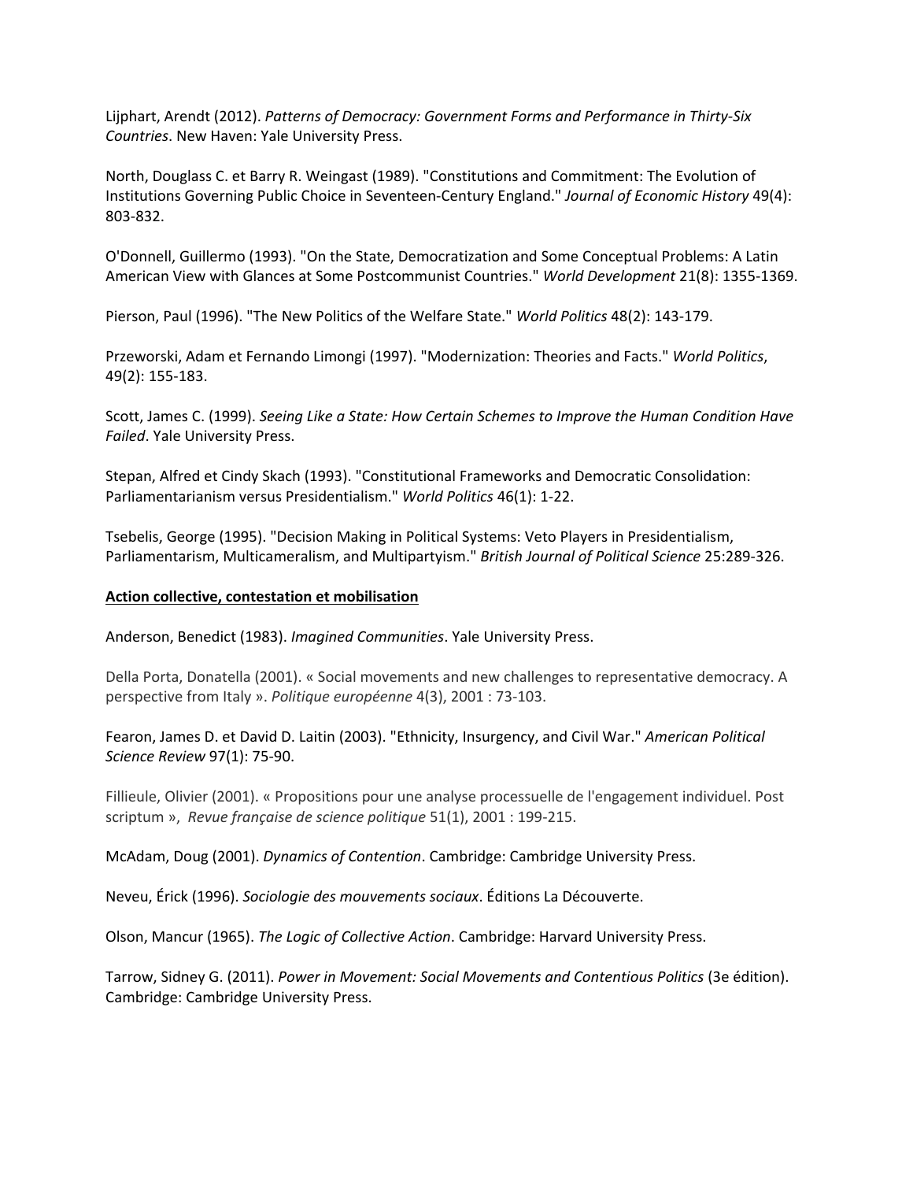Lijphart, Arendt (2012). *Patterns of Democracy: Government Forms and Performance in Thirty-Six Countries*. New Haven: Yale University Press.

North, Douglass C. et Barry R. Weingast (1989). "Constitutions and Commitment: The Evolution of Institutions Governing Public Choice in Seventeen-Century England." *Journal of Economic History* 49(4): 803-832.

O'Donnell, Guillermo (1993). "On the State, Democratization and Some Conceptual Problems: A Latin American View with Glances at Some Postcommunist Countries." *World Development* 21(8): 1355-1369.

Pierson, Paul (1996). "The New Politics of the Welfare State." *World Politics* 48(2): 143-179.

Przeworski, Adam et Fernando Limongi (1997). "Modernization: Theories and Facts." *World Politics*, 49(2): 155-183.

Scott, James C. (1999). *Seeing Like a State: How Certain Schemes to Improve the Human Condition Have Failed*. Yale University Press.

Stepan, Alfred et Cindy Skach (1993). "Constitutional Frameworks and Democratic Consolidation: Parliamentarianism versus Presidentialism." *World Politics* 46(1): 1-22.

Tsebelis, George (1995). "Decision Making in Political Systems: Veto Players in Presidentialism, Parliamentarism, Multicameralism, and Multipartyism." *British Journal of Political Science* 25:289-326.

**Action collective, contestation et mobilisation**

Anderson, Benedict (1983). *Imagined Communities*. Yale University Press.

Della Porta, Donatella (2001). « Social movements and new challenges to representative democracy. A perspective from Italy ». *Politique européenne* 4(3), 2001 : 73-103.

Fearon, James D. et David D. Laitin (2003). "Ethnicity, Insurgency, and Civil War." *American Political Science Review* 97(1): 75-90.

Fillieule, Olivier (2001). « Propositions pour une analyse processuelle de l'engagement individuel. Post scriptum », *Revue française de science politique* 51(1), 2001 : 199-215.

McAdam, Doug (2001). *Dynamics of Contention*. Cambridge: Cambridge University Press.

Neveu, Érick (1996). *Sociologie des mouvements sociaux*. Éditions La Découverte.

Olson, Mancur (1965). *The Logic of Collective Action*. Cambridge: Harvard University Press.

Tarrow, Sidney G. (2011). *Power in Movement: Social Movements and Contentious Politics* (3e édition). Cambridge: Cambridge University Press.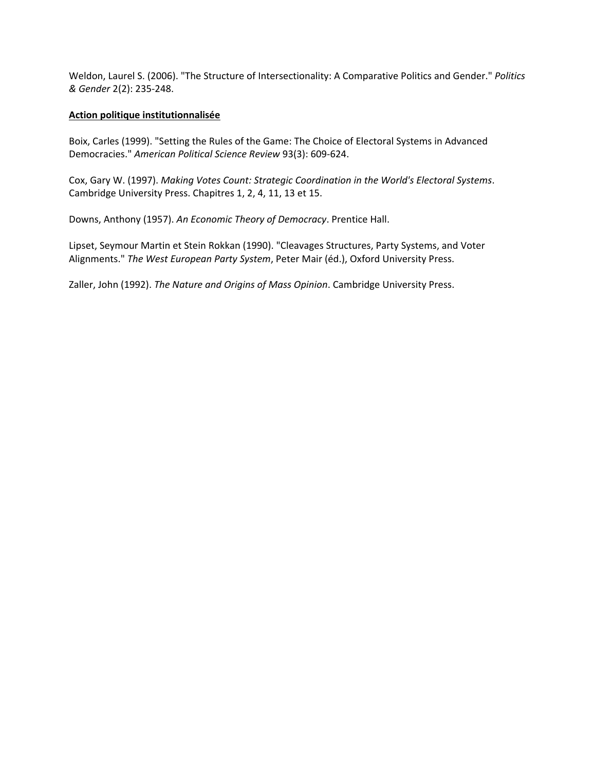Weldon, Laurel S. (2006). "The Structure of Intersectionality: A Comparative Politics and Gender." *Politics & Gender* 2(2): 235-248.

**<u>Action politique institutionnalisée</u>**

Boix, Carles (1999). "Setting the Rules of the Game: The Choice of Electoral Systems in Advanced Democracies." *American Political Science Review* 93(3): 609-624.

Cox, Gary W. (1997). *Making Votes Count: Strategic Coordination in the World's Electoral Systems*. Cambridge University Press. Chapitres 1, 2, 4, 11, 13 et 15.

Downs, Anthony (1957). *An Economic Theory of Democracy*. Prentice Hall.

Lipset, Seymour Martin et Stein Rokkan (1990). "Cleavages Structures, Party Systems, and Voter Alignments." *The West European Party System*, Peter Mair (éd.), Oxford University Press.

Zaller, John (1992). *The Nature and Origins of Mass Opinion*. Cambridge University Press.